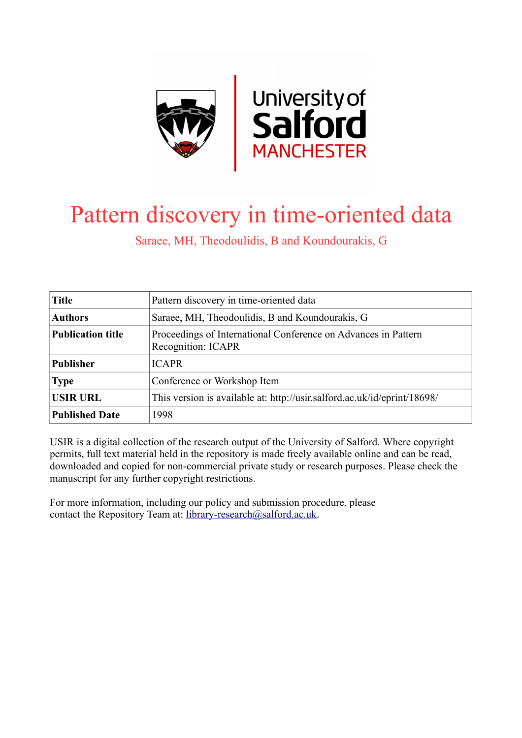# Pattern discovery in time-oriented data

Saraee, MH, Theodoulidis, B and Koundourakis, G

| Title | Pattern discovery in time-oriented data |
|---|---|
| **Authors** | Saraee, MH, Theodoulidis, B and Koundourakis, G |
| **Publication title** | Proceedings of International Conference on Advances in Pattern Recognition: ICAPR |
| **Publisher** | ICAPR |
| **Type** | Conference or Workshop Item |
| **USIR URL** | This version is available at: http://usir.salford.ac.uk/id/eprint/18698/ |
| **Published Date** | 1998 |

USIR is a digital collection of the research output of the University of Salford. Where copyright permits, full text material held in the repository is made freely available online and can be read, downloaded and copied for non-commercial private study or research purposes. Please check the manuscript for any further copyright restrictions.

For more information, including our policy and submission procedure, please contact the Repository Team at: library-research@salford.ac.uk.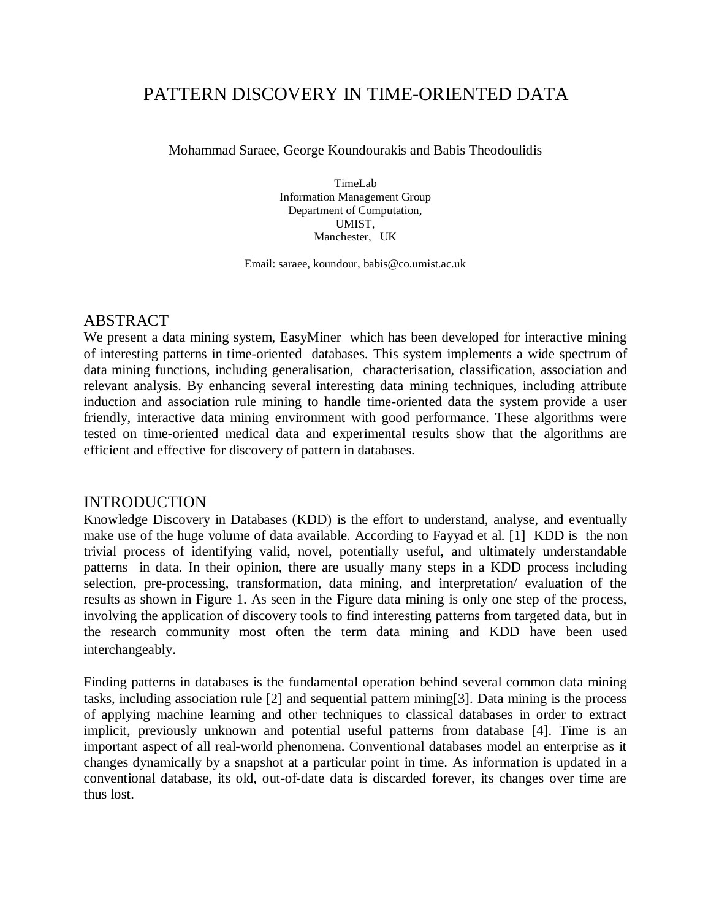# PATTERN DISCOVERY IN TIME-ORIENTED DATA

Mohammad Saraee, George Koundourakis and Babis Theodoulidis

TimeLab
Information Management Group
Department of Computation,
UMIST,
Manchester, UK

Email: saraee, koundour, babis@co.umist.ac.uk

## ABSTRACT

We present a data mining system, EasyMiner which has been developed for interactive mining of interesting patterns in time-oriented databases. This system implements a wide spectrum of data mining functions, including generalisation, characterisation, classification, association and relevant analysis. By enhancing several interesting data mining techniques, including attribute induction and association rule mining to handle time-oriented data the system provide a user friendly, interactive data mining environment with good performance. These algorithms were tested on time-oriented medical data and experimental results show that the algorithms are efficient and effective for discovery of pattern in databases.

## INTRODUCTION

Knowledge Discovery in Databases (KDD) is the effort to understand, analyse, and eventually make use of the huge volume of data available. According to Fayyad et al. [1] KDD is the non trivial process of identifying valid, novel, potentially useful, and ultimately understandable patterns in data. In their opinion, there are usually many steps in a KDD process including selection, pre-processing, transformation, data mining, and interpretation/ evaluation of the results as shown in Figure 1. As seen in the Figure data mining is only one step of the process, involving the application of discovery tools to find interesting patterns from targeted data, but in the research community most often the term data mining and KDD have been used interchangeably.

Finding patterns in databases is the fundamental operation behind several common data mining tasks, including association rule [2] and sequential pattern mining[3]. Data mining is the process of applying machine learning and other techniques to classical databases in order to extract implicit, previously unknown and potential useful patterns from database [4]. Time is an important aspect of all real-world phenomena. Conventional databases model an enterprise as it changes dynamically by a snapshot at a particular point in time. As information is updated in a conventional database, its old, out-of-date data is discarded forever, its changes over time are thus lost.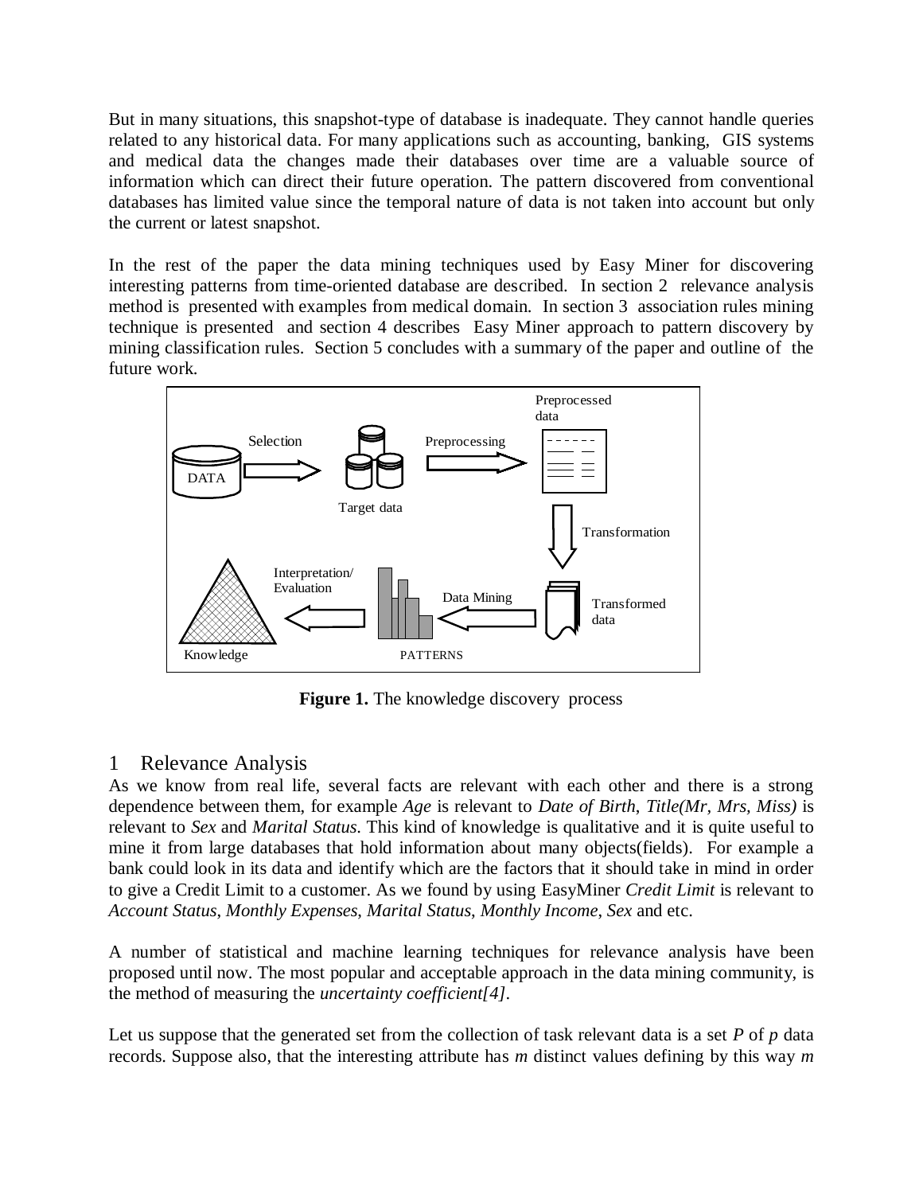But in many situations, this snapshot-type of database is inadequate. They cannot handle queries related to any historical data. For many applications such as accounting, banking, GIS systems and medical data the changes made their databases over time are a valuable source of information which can direct their future operation. The pattern discovered from conventional databases has limited value since the temporal nature of data is not taken into account but only the current or latest snapshot.

In the rest of the paper the data mining techniques used by Easy Miner for discovering interesting patterns from time-oriented database are described. In section 2 relevance analysis method is presented with examples from medical domain. In section 3 association rules mining technique is presented and section 4 describes Easy Miner approach to pattern discovery by mining classification rules. Section 5 concludes with a summary of the paper and outline of the future work.

DATA — Selection → Target data — Preprocessing → Preprocessed data — Transformation → Transformed data — Data Mining → PATTERNS — Interpretation/ Evaluation → Knowledge

**Figure 1.** The knowledge discovery process

## 1 Relevance Analysis

As we know from real life, several facts are relevant with each other and there is a strong dependence between them, for example *Age* is relevant to *Date of Birth*, *Title(Mr, Mrs, Miss)* is relevant to *Sex* and *Marital Status*. This kind of knowledge is qualitative and it is quite useful to mine it from large databases that hold information about many objects(fields). For example a bank could look in its data and identify which are the factors that it should take in mind in order to give a Credit Limit to a customer. As we found by using EasyMiner *Credit Limit* is relevant to *Account Status*, *Monthly Expenses*, *Marital Status*, *Monthly Income*, *Sex* and etc.

A number of statistical and machine learning techniques for relevance analysis have been proposed until now. The most popular and acceptable approach in the data mining community, is the method of measuring the *uncertainty coefficient[4]*.

Let us suppose that the generated set from the collection of task relevant data is a set $P$ of $p$ data records. Suppose also, that the interesting attribute has $m$ distinct values defining by this way $m$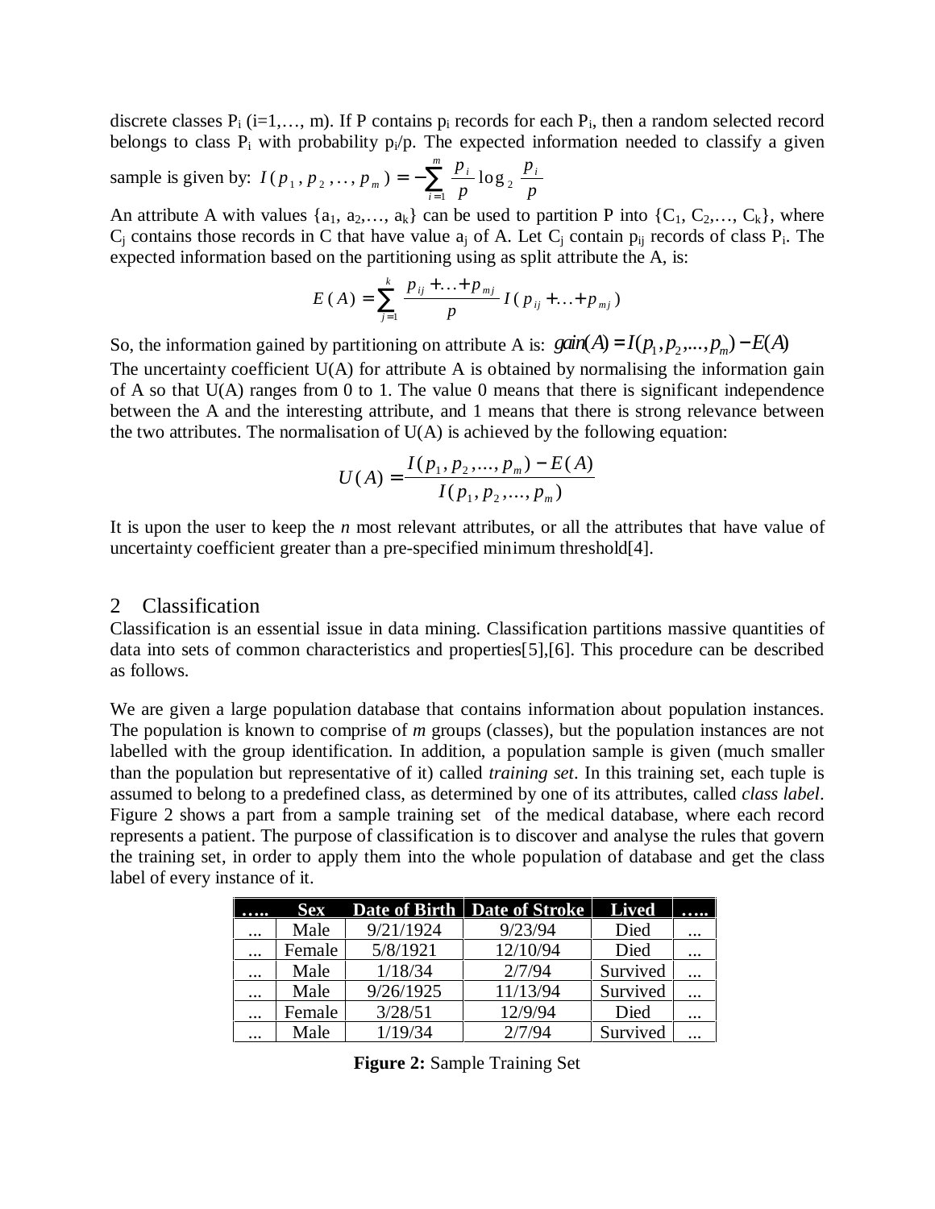discrete classes $P_i$ (i=1,…, m). If P contains $p_i$ records for each $P_i$, then a random selected record belongs to class $P_i$ with probability $p_i/p$. The expected information needed to classify a given sample is given by: $I(p_1, p_2, \ldots, p_m) = -\sum_{i=1}^{m} \frac{p_i}{p} \log_2 \frac{p_i}{p}$

An attribute A with values $\{a_1, a_2, \ldots, a_k\}$ can be used to partition P into $\{C_1, C_2, \ldots, C_k\}$, where $C_j$ contains those records in C that have value $a_j$ of A. Let $C_j$ contain $p_{ij}$ records of class $P_i$. The expected information based on the partitioning using as split attribute the A, is:

$$E(A) = \sum_{j=1}^{k} \frac{p_{ij} + \ldots + p_{mj}}{p} I(p_{ij} + \ldots + p_{mj})$$

So, the information gained by partitioning on attribute A is: $gain(A) = I(p_1, p_2, \ldots, p_m) - E(A)$

The uncertainty coefficient U(A) for attribute A is obtained by normalising the information gain of A so that U(A) ranges from 0 to 1. The value 0 means that there is significant independence between the A and the interesting attribute, and 1 means that there is strong relevance between the two attributes. The normalisation of U(A) is achieved by the following equation:

$$U(A) = \frac{I(p_1, p_2, \ldots, p_m) - E(A)}{I(p_1, p_2, \ldots, p_m)}$$

It is upon the user to keep the *n* most relevant attributes, or all the attributes that have value of uncertainty coefficient greater than a pre-specified minimum threshold[4].

## 2 Classification

Classification is an essential issue in data mining. Classification partitions massive quantities of data into sets of common characteristics and properties[5],[6]. This procedure can be described as follows.

We are given a large population database that contains information about population instances. The population is known to comprise of *m* groups (classes), but the population instances are not labelled with the group identification. In addition, a population sample is given (much smaller than the population but representative of it) called *training set*. In this training set, each tuple is assumed to belong to a predefined class, as determined by one of its attributes, called *class label*. Figure 2 shows a part from a sample training set of the medical database, where each record represents a patient. The purpose of classification is to discover and analyse the rules that govern the training set, in order to apply them into the whole population of database and get the class label of every instance of it.

| ….. | Sex | Date of Birth | Date of Stroke | Lived | ….. |
|---|---|---|---|---|---|
| ... | Male | 9/21/1924 | 9/23/94 | Died | ... |
| ... | Female | 5/8/1921 | 12/10/94 | Died | ... |
| ... | Male | 1/18/34 | 2/7/94 | Survived | ... |
| ... | Male | 9/26/1925 | 11/13/94 | Survived | ... |
| ... | Female | 3/28/51 | 12/9/94 | Died | ... |
| ... | Male | 1/19/34 | 2/7/94 | Survived | ... |

**Figure 2:** Sample Training Set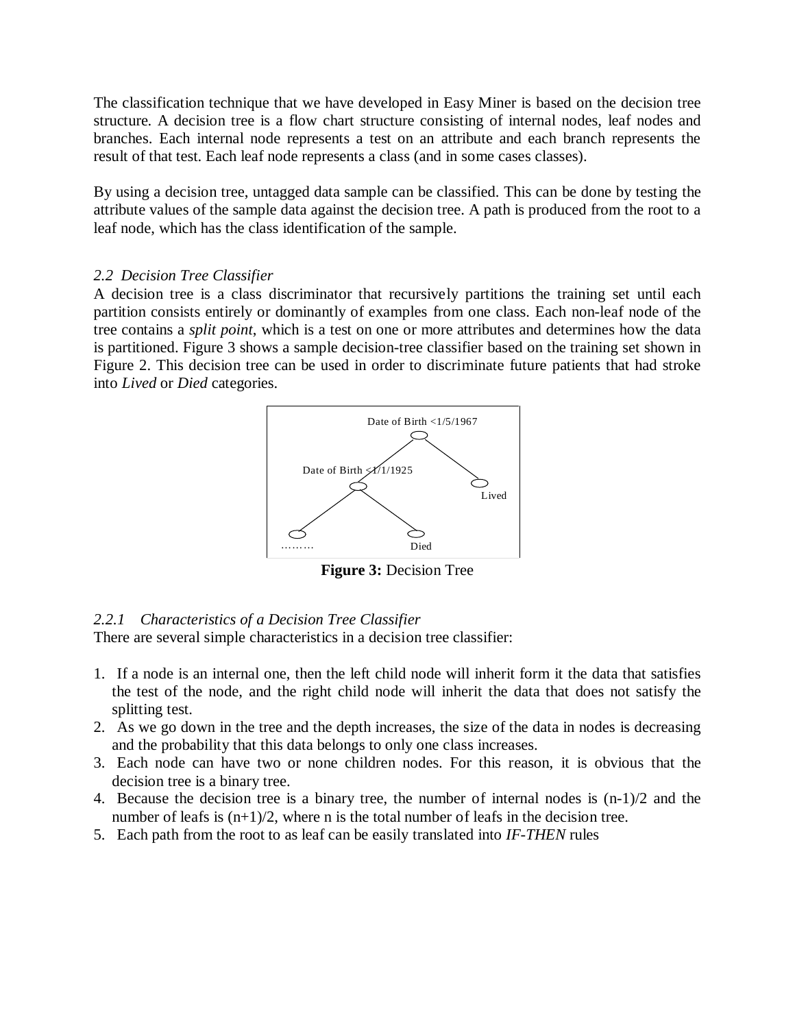The classification technique that we have developed in Easy Miner is based on the decision tree structure. A decision tree is a flow chart structure consisting of internal nodes, leaf nodes and branches. Each internal node represents a test on an attribute and each branch represents the result of that test. Each leaf node represents a class (and in some cases classes).

By using a decision tree, untagged data sample can be classified. This can be done by testing the attribute values of the sample data against the decision tree. A path is produced from the root to a leaf node, which has the class identification of the sample.

### *2.2 Decision Tree Classifier*

A decision tree is a class discriminator that recursively partitions the training set until each partition consists entirely or dominantly of examples from one class. Each non-leaf node of the tree contains a *split point*, which is a test on one or more attributes and determines how the data is partitioned. Figure 3 shows a sample decision-tree classifier based on the training set shown in Figure 2. This decision tree can be used in order to discriminate future patients that had stroke into *Lived* or *Died* categories.

Date of Birth <1/5/1967

Date of Birth <1/1/1925

Lived

………

Died

**Figure 3:** Decision Tree

#### *2.2.1 Characteristics of a Decision Tree Classifier*

There are several simple characteristics in a decision tree classifier:

1. If a node is an internal one, then the left child node will inherit form it the data that satisfies the test of the node, and the right child node will inherit the data that does not satisfy the splitting test.
2. As we go down in the tree and the depth increases, the size of the data in nodes is decreasing and the probability that this data belongs to only one class increases.
3. Each node can have two or none children nodes. For this reason, it is obvious that the decision tree is a binary tree.
4. Because the decision tree is a binary tree, the number of internal nodes is $(n-1)/2$ and the number of leafs is $(n+1)/2$, where n is the total number of leafs in the decision tree.
5. Each path from the root to as leaf can be easily translated into *IF-THEN* rules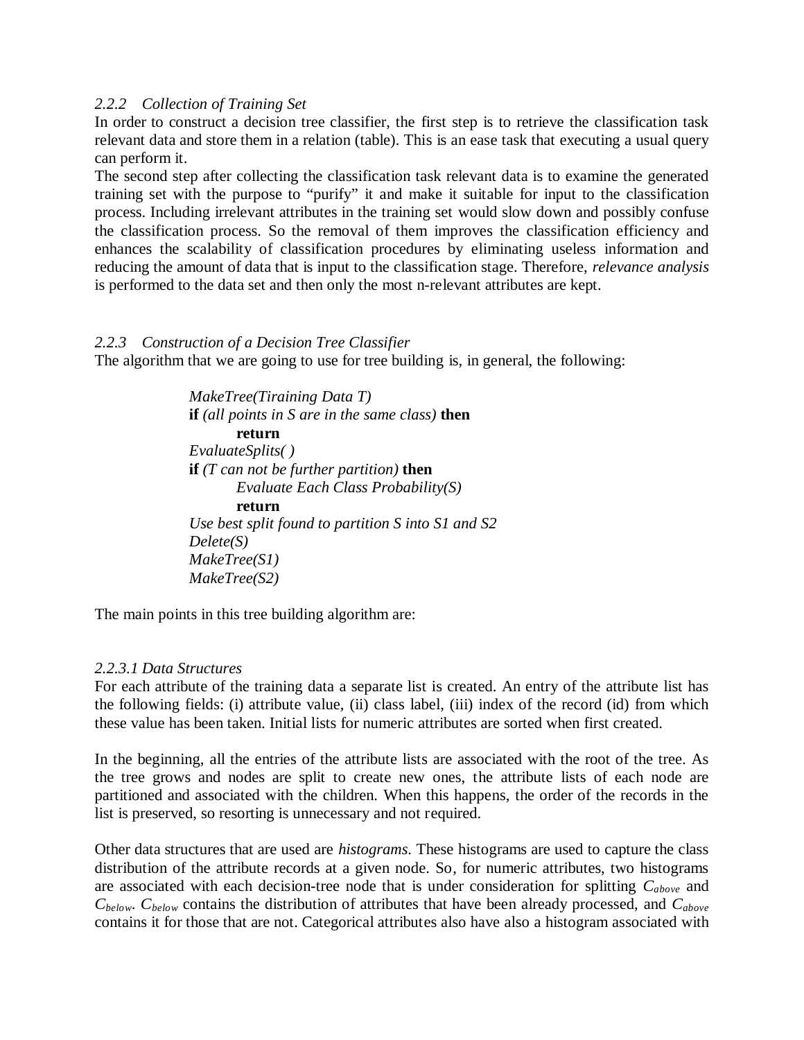### *2.2.2 Collection of Training Set*

In order to construct a decision tree classifier, the first step is to retrieve the classification task relevant data and store them in a relation (table). This is an ease task that executing a usual query can perform it.

The second step after collecting the classification task relevant data is to examine the generated training set with the purpose to "purify" it and make it suitable for input to the classification process. Including irrelevant attributes in the training set would slow down and possibly confuse the classification process. So the removal of them improves the classification efficiency and enhances the scalability of classification procedures by eliminating useless information and reducing the amount of data that is input to the classification stage. Therefore, *relevance analysis* is performed to the data set and then only the most n-relevant attributes are kept.

### *2.2.3 Construction of a Decision Tree Classifier*

The algorithm that we are going to use for tree building is, in general, the following:

> *MakeTree(Tiraining Data T)*
> **if** *(all points in S are in the same class)* **then**
> &nbsp;&nbsp;&nbsp;&nbsp;&nbsp;&nbsp;&nbsp;&nbsp;**return**
> *EvaluateSplits( )*
> **if** *(T can not be further partition)* **then**
> &nbsp;&nbsp;&nbsp;&nbsp;&nbsp;&nbsp;&nbsp;&nbsp;*Evaluate Each Class Probability(S)*
> &nbsp;&nbsp;&nbsp;&nbsp;&nbsp;&nbsp;&nbsp;&nbsp;**return**
> *Use best split found to partition S into S1 and S2*
> *Delete(S)*
> *MakeTree(S1)*
> *MakeTree(S2)*

The main points in this tree building algorithm are:

#### *2.2.3.1 Data Structures*

For each attribute of the training data a separate list is created. An entry of the attribute list has the following fields: (i) attribute value, (ii) class label, (iii) index of the record (id) from which these value has been taken. Initial lists for numeric attributes are sorted when first created.

In the beginning, all the entries of the attribute lists are associated with the root of the tree. As the tree grows and nodes are split to create new ones, the attribute lists of each node are partitioned and associated with the children. When this happens, the order of the records in the list is preserved, so resorting is unnecessary and not required.

Other data structures that are used are *histograms*. These histograms are used to capture the class distribution of the attribute records at a given node. So, for numeric attributes, two histograms are associated with each decision-tree node that is under consideration for splitting $C_{above}$ and $C_{below}$. $C_{below}$ contains the distribution of attributes that have been already processed, and $C_{above}$ contains it for those that are not. Categorical attributes also have also a histogram associated with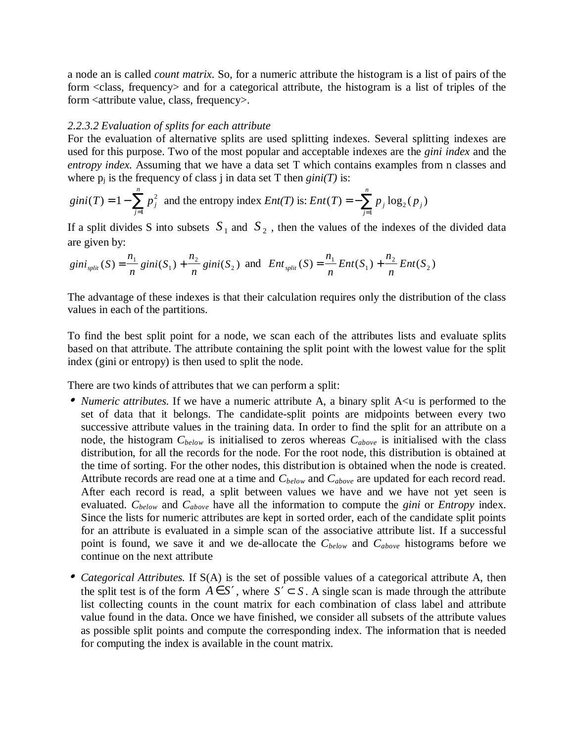a node an is called *count matrix*. So, for a numeric attribute the histogram is a list of pairs of the form <class, frequency> and for a categorical attribute, the histogram is a list of triples of the form <attribute value, class, frequency>.

*2.2.3.2 Evaluation of splits for each attribute*

For the evaluation of alternative splits are used splitting indexes. Several splitting indexes are used for this purpose. Two of the most popular and acceptable indexes are the *gini index* and the *entropy index*. Assuming that we have a data set T which contains examples from n classes and where $p_j$ is the frequency of class j in data set T then *gini(T)* is:

$gini(T) = 1 - \sum_{j=1}^{n} p_j^2$ and the entropy index *Ent(T)* is: $Ent(T) = -\sum_{j=1}^{n} p_j \log_2(p_j)$

If a split divides S into subsets $S_1$ and $S_2$, then the values of the indexes of the divided data are given by:

$gini_{split}(S) = \frac{n_1}{n} gini(S_1) + \frac{n_2}{n} gini(S_2)$ and $Ent_{split}(S) = \frac{n_1}{n} Ent(S_1) + \frac{n_2}{n} Ent(S_2)$

The advantage of these indexes is that their calculation requires only the distribution of the class values in each of the partitions.

To find the best split point for a node, we scan each of the attributes lists and evaluate splits based on that attribute. The attribute containing the split point with the lowest value for the split index (gini or entropy) is then used to split the node.

There are two kinds of attributes that we can perform a split:

- *Numeric attributes.* If we have a numeric attribute A, a binary split A<u is performed to the set of data that it belongs. The candidate-split points are midpoints between every two successive attribute values in the training data. In order to find the split for an attribute on a node, the histogram $C_{below}$ is initialised to zeros whereas $C_{above}$ is initialised with the class distribution, for all the records for the node. For the root node, this distribution is obtained at the time of sorting. For the other nodes, this distribution is obtained when the node is created. Attribute records are read one at a time and $C_{below}$ and $C_{above}$ are updated for each record read. After each record is read, a split between values we have and we have not yet seen is evaluated. $C_{below}$ and $C_{above}$ have all the information to compute the *gini* or *Entropy* index. Since the lists for numeric attributes are kept in sorted order, each of the candidate split points for an attribute is evaluated in a simple scan of the associative attribute list. If a successful point is found, we save it and we de-allocate the $C_{below}$ and $C_{above}$ histograms before we continue on the next attribute

- *Categorical Attributes.* If S(A) is the set of possible values of a categorical attribute A, then the split test is of the form $A \in S'$, where $S' \subset S$. A single scan is made through the attribute list collecting counts in the count matrix for each combination of class label and attribute value found in the data. Once we have finished, we consider all subsets of the attribute values as possible split points and compute the corresponding index. The information that is needed for computing the index is available in the count matrix.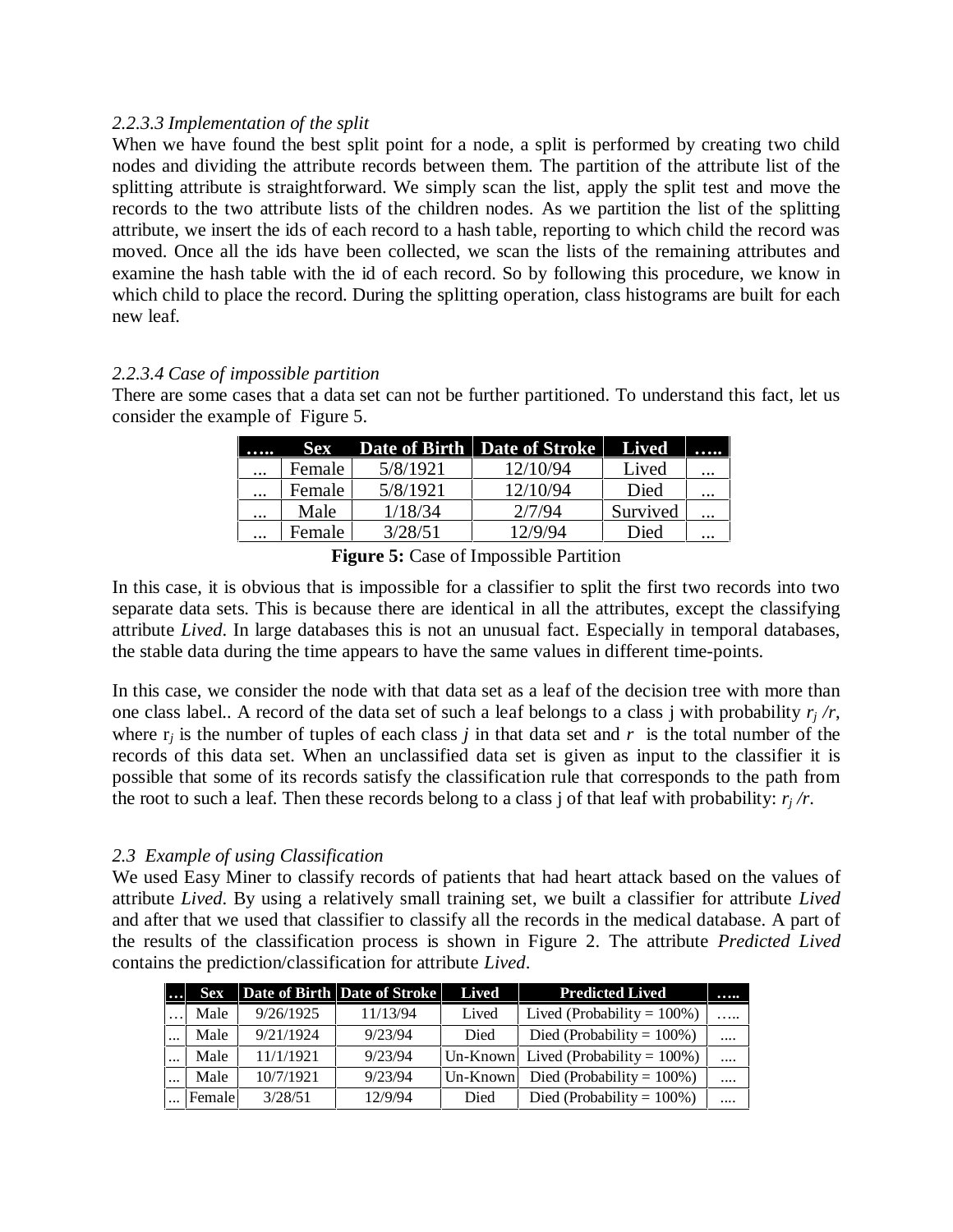*2.2.3.3 Implementation of the split*

When we have found the best split point for a node, a split is performed by creating two child nodes and dividing the attribute records between them. The partition of the attribute list of the splitting attribute is straightforward. We simply scan the list, apply the split test and move the records to the two attribute lists of the children nodes. As we partition the list of the splitting attribute, we insert the ids of each record to a hash table, reporting to which child the record was moved. Once all the ids have been collected, we scan the lists of the remaining attributes and examine the hash table with the id of each record. So by following this procedure, we know in which child to place the record. During the splitting operation, class histograms are built for each new leaf.

*2.2.3.4 Case of impossible partition*

There are some cases that a data set can not be further partitioned. To understand this fact, let us consider the example of Figure 5.

| ….. | Sex | Date of Birth | Date of Stroke | Lived | ….. |
|---|---|---|---|---|---|
| ... | Female | 5/8/1921 | 12/10/94 | Lived | ... |
| ... | Female | 5/8/1921 | 12/10/94 | Died | ... |
| ... | Male | 1/18/34 | 2/7/94 | Survived | ... |
| ... | Female | 3/28/51 | 12/9/94 | Died | ... |

**Figure 5:** Case of Impossible Partition

In this case, it is obvious that is impossible for a classifier to split the first two records into two separate data sets. This is because there are identical in all the attributes, except the classifying attribute *Lived*. In large databases this is not an unusual fact. Especially in temporal databases, the stable data during the time appears to have the same values in different time-points.

In this case, we consider the node with that data set as a leaf of the decision tree with more than one class label.. A record of the data set of such a leaf belongs to a class j with probability $r_j /r$, where $r_j$ is the number of tuples of each class $j$ in that data set and $r$ is the total number of the records of this data set. When an unclassified data set is given as input to the classifier it is possible that some of its records satisfy the classification rule that corresponds to the path from the root to such a leaf. Then these records belong to a class j of that leaf with probability: $r_j /r$.

*2.3 Example of using Classification*

We used Easy Miner to classify records of patients that had heart attack based on the values of attribute *Lived*. By using a relatively small training set, we built a classifier for attribute *Lived* and after that we used that classifier to classify all the records in the medical database. A part of the results of the classification process is shown in Figure 2. The attribute *Predicted Lived* contains the prediction/classification for attribute *Lived*.

| … | Sex | Date of Birth | Date of Stroke | Lived | Predicted Lived | ….. |
|---|---|---|---|---|---|---|
| … | Male | 9/26/1925 | 11/13/94 | Lived | Lived (Probability = 100%) | ….. |
| ... | Male | 9/21/1924 | 9/23/94 | Died | Died (Probability = 100%) | .... |
| ... | Male | 11/1/1921 | 9/23/94 | Un-Known | Lived (Probability = 100%) | .... |
| ... | Male | 10/7/1921 | 9/23/94 | Un-Known | Died (Probability = 100%) | .... |
| ... | Female | 3/28/51 | 12/9/94 | Died | Died (Probability = 100%) | .... |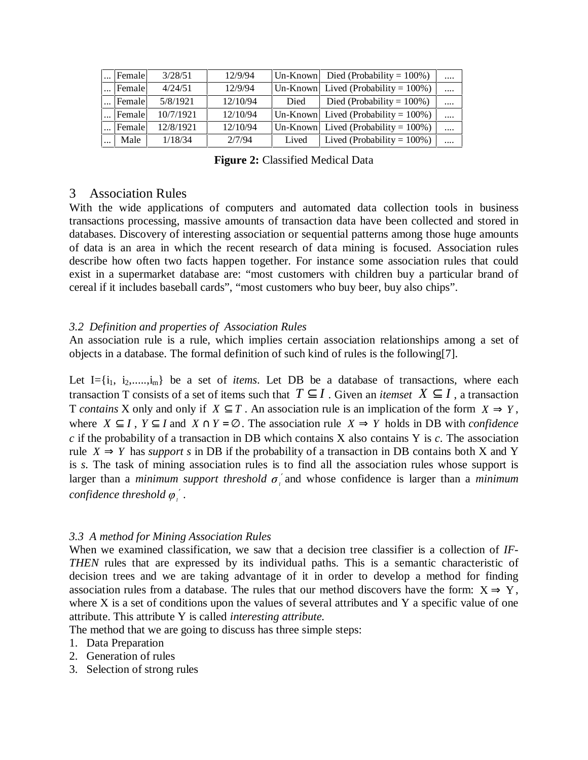| ... | Female | 3/28/51 | 12/9/94 | Un-Known | Died (Probability = 100%) | .... |
|---|---|---|---|---|---|---|
| ... | Female | 4/24/51 | 12/9/94 | Un-Known | Lived (Probability = 100%) | .... |
| ... | Female | 5/8/1921 | 12/10/94 | Died | Died (Probability = 100%) | .... |
| ... | Female | 10/7/1921 | 12/10/94 | Un-Known | Lived (Probability = 100%) | .... |
| ... | Female | 12/8/1921 | 12/10/94 | Un-Known | Lived (Probability = 100%) | .... |
| ... | Male | 1/18/34 | 2/7/94 | Lived | Lived (Probability = 100%) | .... |

**Figure 2:** Classified Medical Data

# 3 Association Rules

With the wide applications of computers and automated data collection tools in business transactions processing, massive amounts of transaction data have been collected and stored in databases. Discovery of interesting association or sequential patterns among those huge amounts of data is an area in which the recent research of data mining is focused. Association rules describe how often two facts happen together. For instance some association rules that could exist in a supermarket database are: "most customers with children buy a particular brand of cereal if it includes baseball cards", "most customers who buy beer, buy also chips".

### *3.2 Definition and properties of Association Rules*

An association rule is a rule, which implies certain association relationships among a set of objects in a database. The formal definition of such kind of rules is the following[7].

Let I={$i_1$, $i_2$,.....,$i_m$} be a set of *items*. Let DB be a database of transactions, where each transaction T consists of a set of items such that $T \subseteq I$ . Given an *itemset* $X \subseteq I$ , a transaction T *contains* X only and only if $X \subseteq T$ . An association rule is an implication of the form $X \Rightarrow Y$, where $X \subseteq I$ , $Y \subseteq I$ and $X \cap Y = \emptyset$. The association rule $X \Rightarrow Y$ holds in DB with *confidence c* if the probability of a transaction in DB which contains X also contains Y is *c*. The association rule $X \Rightarrow Y$ has *support s* in DB if the probability of a transaction in DB contains both X and Y is *s*. The task of mining association rules is to find all the association rules whose support is larger than a *minimum support threshold* $\sigma_l^{\prime}$ and whose confidence is larger than a *minimum confidence threshold* $\varphi_l^{\prime}$ .

### *3.3 A method for Mining Association Rules*

When we examined classification, we saw that a decision tree classifier is a collection of *IF-THEN* rules that are expressed by its individual paths. This is a semantic characteristic of decision trees and we are taking advantage of it in order to develop a method for finding association rules from a database. The rules that our method discovers have the form: $X \Rightarrow Y$, where X is a set of conditions upon the values of several attributes and Y a specific value of one attribute. This attribute Y is called *interesting attribute.*

The method that we are going to discuss has three simple steps:

1. Data Preparation
2. Generation of rules
3. Selection of strong rules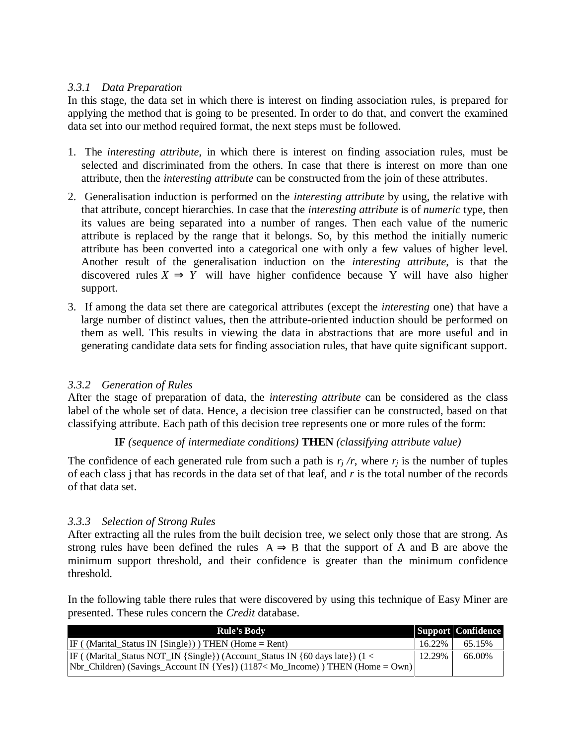### *3.3.1 Data Preparation*

In this stage, the data set in which there is interest on finding association rules, is prepared for applying the method that is going to be presented. In order to do that, and convert the examined data set into our method required format, the next steps must be followed.

1. The *interesting attribute*, in which there is interest on finding association rules, must be selected and discriminated from the others. In case that there is interest on more than one attribute, then the *interesting attribute* can be constructed from the join of these attributes.
2. Generalisation induction is performed on the *interesting attribute* by using, the relative with that attribute, concept hierarchies. In case that the *interesting attribute* is of *numeric* type, then its values are being separated into a number of ranges. Then each value of the numeric attribute is replaced by the range that it belongs. So, by this method the initially numeric attribute has been converted into a categorical one with only a few values of higher level. Another result of the generalisation induction on the *interesting attribute*, is that the discovered rules $X \Rightarrow Y$ will have higher confidence because Y will have also higher support.
3. If among the data set there are categorical attributes (except the *interesting* one) that have a large number of distinct values, then the attribute-oriented induction should be performed on them as well. This results in viewing the data in abstractions that are more useful and in generating candidate data sets for finding association rules, that have quite significant support.

### *3.3.2 Generation of Rules*

After the stage of preparation of data, the *interesting attribute* can be considered as the class label of the whole set of data. Hence, a decision tree classifier can be constructed, based on that classifying attribute. Each path of this decision tree represents one or more rules of the form:

**IF** *(sequence of intermediate conditions)* **THEN** *(classifying attribute value)*

The confidence of each generated rule from such a path is $r_j / r$, where $r_j$ is the number of tuples of each class j that has records in the data set of that leaf, and $r$ is the total number of the records of that data set.

### *3.3.3 Selection of Strong Rules*

After extracting all the rules from the built decision tree, we select only those that are strong. As strong rules have been defined the rules $A \Rightarrow B$ that the support of A and B are above the minimum support threshold, and their confidence is greater than the minimum confidence threshold.

In the following table there rules that were discovered by using this technique of Easy Miner are presented. These rules concern the *Credit* database.

| Rule's Body | Support | Confidence |
|---|---|---|
| IF ( (Marital_Status IN {Single}) ) THEN (Home = Rent) | 16.22% | 65.15% |
| IF ( (Marital_Status NOT_IN {Single}) (Account_Status IN {60 days late}) (1 < Nbr_Children) (Savings_Account IN {Yes}) (1187< Mo_Income) ) THEN (Home = Own) | 12.29% | 66.00% |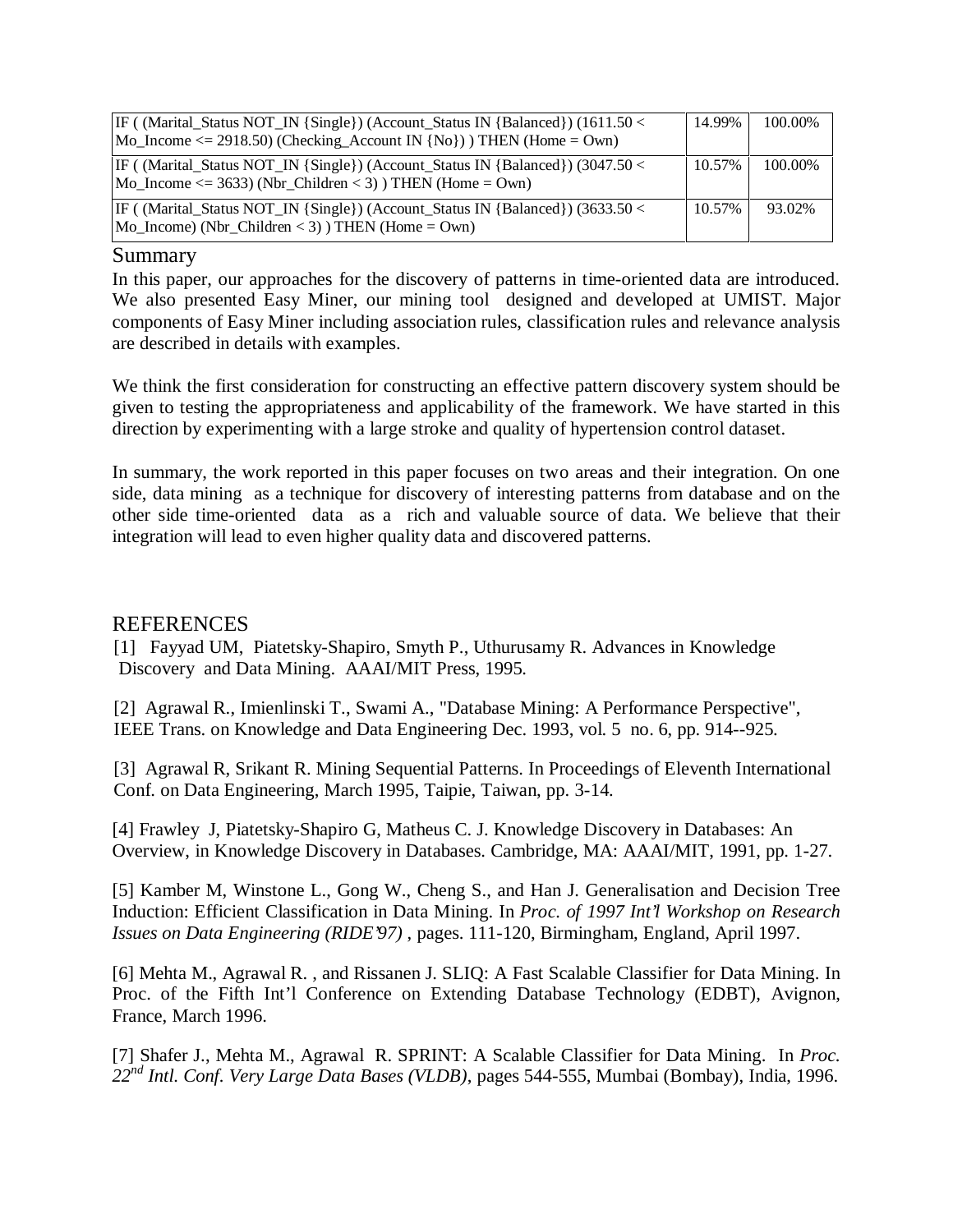| | | |
|---|---|---|
| IF ( (Marital_Status NOT_IN {Single}) (Account_Status IN {Balanced}) (1611.50 < Mo_Income <= 2918.50) (Checking_Account IN {No}) ) THEN (Home = Own) | 14.99% | 100.00% |
| IF ( (Marital_Status NOT_IN {Single}) (Account_Status IN {Balanced}) (3047.50 < Mo_Income <= 3633) (Nbr_Children < 3) ) THEN (Home = Own) | 10.57% | 100.00% |
| IF ( (Marital_Status NOT_IN {Single}) (Account_Status IN {Balanced}) (3633.50 < Mo_Income) (Nbr_Children < 3) ) THEN (Home = Own) | 10.57% | 93.02% |

## Summary

In this paper, our approaches for the discovery of patterns in time-oriented data are introduced. We also presented Easy Miner, our mining tool designed and developed at UMIST. Major components of Easy Miner including association rules, classification rules and relevance analysis are described in details with examples.

We think the first consideration for constructing an effective pattern discovery system should be given to testing the appropriateness and applicability of the framework. We have started in this direction by experimenting with a large stroke and quality of hypertension control dataset.

In summary, the work reported in this paper focuses on two areas and their integration. On one side, data mining as a technique for discovery of interesting patterns from database and on the other side time-oriented data as a rich and valuable source of data. We believe that their integration will lead to even higher quality data and discovered patterns.

## REFERENCES

[1] Fayyad UM, Piatetsky-Shapiro, Smyth P., Uthurusamy R. Advances in Knowledge Discovery and Data Mining. AAAI/MIT Press, 1995.

[2] Agrawal R., Imienlinski T., Swami A., "Database Mining: A Performance Perspective", IEEE Trans. on Knowledge and Data Engineering Dec. 1993, vol. 5 no. 6, pp. 914--925.

[3] Agrawal R, Srikant R. Mining Sequential Patterns. In Proceedings of Eleventh International Conf. on Data Engineering, March 1995, Taipie, Taiwan, pp. 3-14.

[4] Frawley J, Piatetsky-Shapiro G, Matheus C. J. Knowledge Discovery in Databases: An Overview, in Knowledge Discovery in Databases. Cambridge, MA: AAAI/MIT, 1991, pp. 1-27.

[5] Kamber M, Winstone L., Gong W., Cheng S., and Han J. Generalisation and Decision Tree Induction: Efficient Classification in Data Mining. In *Proc. of 1997 Int'l Workshop on Research Issues on Data Engineering (RIDE'97)* , pages. 111-120, Birmingham, England, April 1997.

[6] Mehta M., Agrawal R. , and Rissanen J. SLIQ: A Fast Scalable Classifier for Data Mining. In Proc. of the Fifth Int'l Conference on Extending Database Technology (EDBT), Avignon, France, March 1996.

[7] Shafer J., Mehta M., Agrawal R. SPRINT: A Scalable Classifier for Data Mining. In *Proc. 22nd Intl. Conf. Very Large Data Bases (VLDB)*, pages 544-555, Mumbai (Bombay), India, 1996.